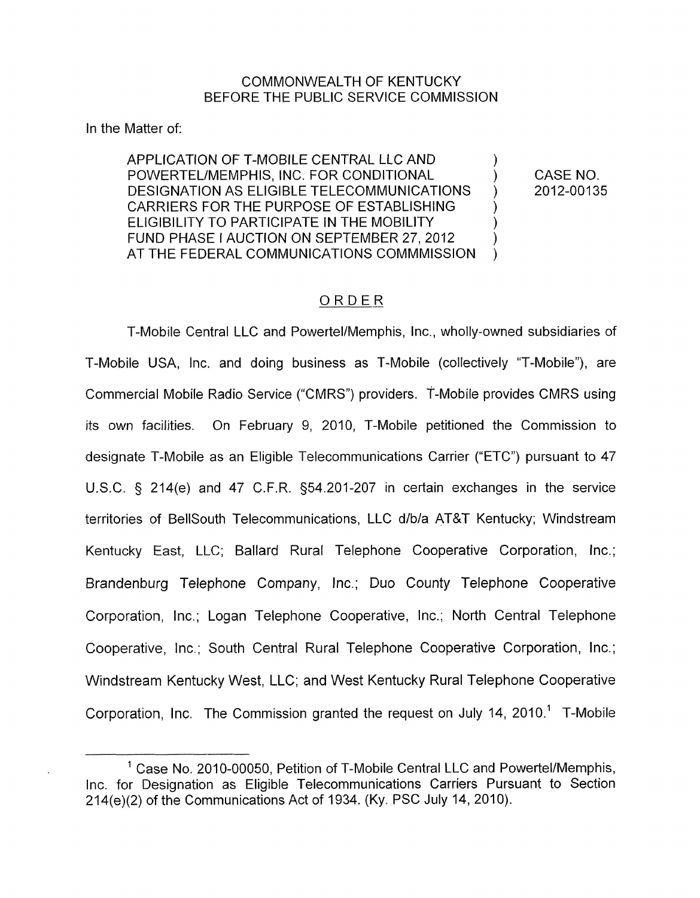COMMONWEALTH OF KENTUCKY
BEFORE THE PUBLIC SERVICE COMMISSION

In the Matter of:

| | | |
|---|---|---|
| APPLICATION OF T-MOBILE CENTRAL LLC AND POWERTEL/MEMPHIS, INC. FOR CONDITIONAL DESIGNATION AS ELIGIBLE TELECOMMUNICATIONS CARRIERS FOR THE PURPOSE OF ESTABLISHING ELIGIBILITY TO PARTICIPATE IN THE MOBILITY FUND PHASE I AUCTION ON SEPTEMBER 27, 2012 AT THE FEDERAL COMMUNICATIONS COMMMISSION | ) ) ) ) ) ) ) | CASE NO. 2012-00135 |

## ORDER

T-Mobile Central LLC and Powertel/Memphis, Inc., wholly-owned subsidiaries of T-Mobile USA, Inc. and doing business as T-Mobile (collectively "T-Mobile"), are Commercial Mobile Radio Service ("CMRS") providers. T-Mobile provides CMRS using its own facilities. On February 9, 2010, T-Mobile petitioned the Commission to designate T-Mobile as an Eligible Telecommunications Carrier ("ETC") pursuant to 47 U.S.C. § 214(e) and 47 C.F.R. §54.201-207 in certain exchanges in the service territories of BellSouth Telecommunications, LLC d/b/a AT&T Kentucky; Windstream Kentucky East, LLC; Ballard Rural Telephone Cooperative Corporation, Inc.; Brandenburg Telephone Company, Inc.; Duo County Telephone Cooperative Corporation, Inc.; Logan Telephone Cooperative, Inc.; North Central Telephone Cooperative, Inc.; South Central Rural Telephone Cooperative Corporation, Inc.; Windstream Kentucky West, LLC; and West Kentucky Rural Telephone Cooperative Corporation, Inc. The Commission granted the request on July 14, 2010.[1] T-Mobile

[1] Case No. 2010-00050, Petition of T-Mobile Central LLC and Powertel/Memphis, Inc. for Designation as Eligible Telecommunications Carriers Pursuant to Section 214(e)(2) of the Communications Act of 1934. (Ky. PSC July 14, 2010).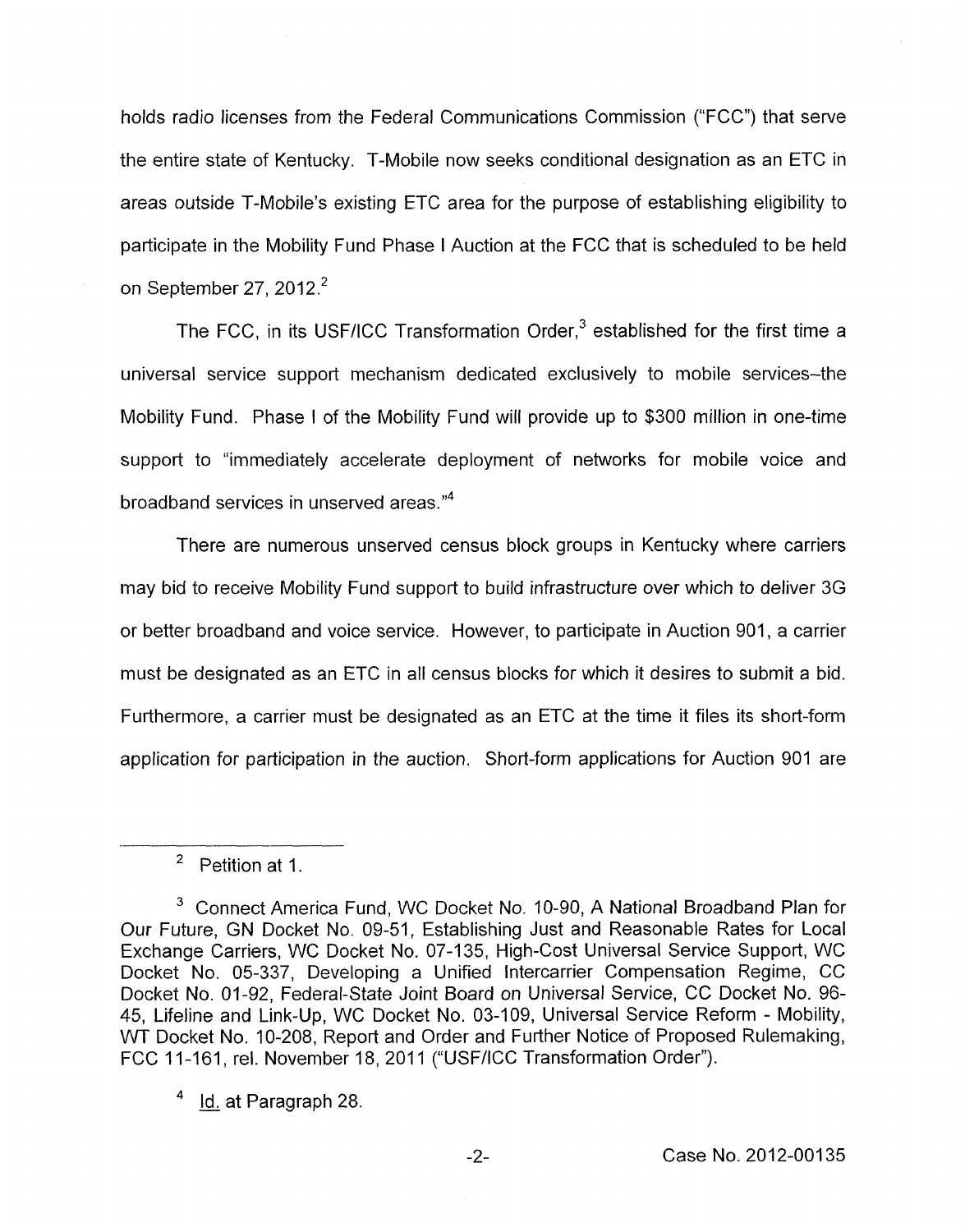holds radio licenses from the Federal Communications Commission ("FCC") that serve the entire state of Kentucky. T-Mobile now seeks conditional designation as an ETC in areas outside T-Mobile's existing ETC area for the purpose of establishing eligibility to participate in the Mobility Fund Phase I Auction at the FCC that is scheduled to be held on September 27, 2012.[2]

The FCC, in its USF/ICC Transformation Order,[3] established for the first time a universal service support mechanism dedicated exclusively to mobile services–the Mobility Fund. Phase I of the Mobility Fund will provide up to $300 million in one-time support to "immediately accelerate deployment of networks for mobile voice and broadband services in unserved areas."[4]

There are numerous unserved census block groups in Kentucky where carriers may bid to receive Mobility Fund support to build infrastructure over which to deliver 3G or better broadband and voice service. However, to participate in Auction 901, a carrier must be designated as an ETC in all census blocks for which it desires to submit a bid. Furthermore, a carrier must be designated as an ETC at the time it files its short-form application for participation in the auction. Short-form applications for Auction 901 are

---

[2] Petition at 1.

[3] Connect America Fund, WC Docket No. 10-90, A National Broadband Plan for Our Future, GN Docket No. 09-51, Establishing Just and Reasonable Rates for Local Exchange Carriers, WC Docket No. 07-135, High-Cost Universal Service Support, WC Docket No. 05-337, Developing a Unified Intercarrier Compensation Regime, CC Docket No. 01-92, Federal-State Joint Board on Universal Service, CC Docket No. 96-45, Lifeline and Link-Up, WC Docket No. 03-109, Universal Service Reform - Mobility, WT Docket No. 10-208, Report and Order and Further Notice of Proposed Rulemaking, FCC 11-161, rel. November 18, 2011 ("USF/ICC Transformation Order").

[4] Id. at Paragraph 28.

Case No. 2012-00135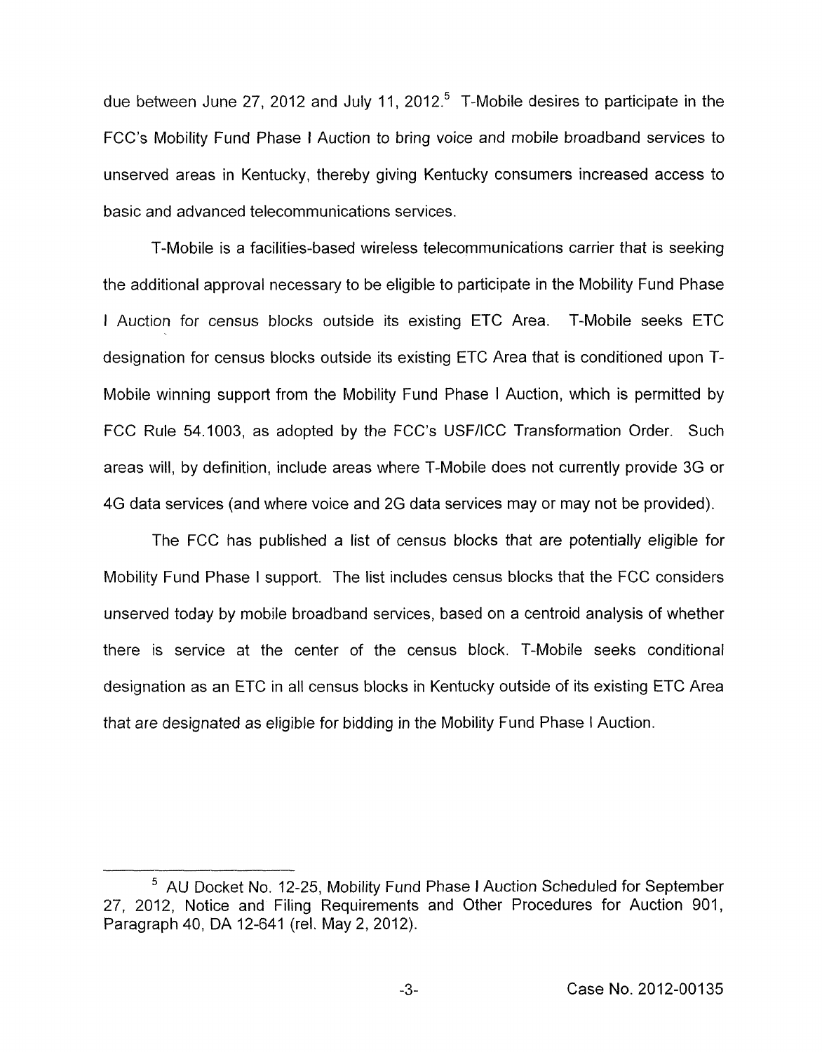due between June 27, 2012 and July 11, 2012.[5] T-Mobile desires to participate in the FCC's Mobility Fund Phase I Auction to bring voice and mobile broadband services to unserved areas in Kentucky, thereby giving Kentucky consumers increased access to basic and advanced telecommunications services.

T-Mobile is a facilities-based wireless telecommunications carrier that is seeking the additional approval necessary to be eligible to participate in the Mobility Fund Phase I Auction for census blocks outside its existing ETC Area. T-Mobile seeks ETC designation for census blocks outside its existing ETC Area that is conditioned upon T-Mobile winning support from the Mobility Fund Phase I Auction, which is permitted by FCC Rule 54.1003, as adopted by the FCC's USF/ICC Transformation Order. Such areas will, by definition, include areas where T-Mobile does not currently provide 3G or 4G data services (and where voice and 2G data services may or may not be provided).

The FCC has published a list of census blocks that are potentially eligible for Mobility Fund Phase I support. The list includes census blocks that the FCC considers unserved today by mobile broadband services, based on a centroid analysis of whether there is service at the center of the census block. T-Mobile seeks conditional designation as an ETC in all census blocks in Kentucky outside of its existing ETC Area that are designated as eligible for bidding in the Mobility Fund Phase I Auction.

---

[5] AU Docket No. 12-25, Mobility Fund Phase I Auction Scheduled for September 27, 2012, Notice and Filing Requirements and Other Procedures for Auction 901, Paragraph 40, DA 12-641 (rel. May 2, 2012).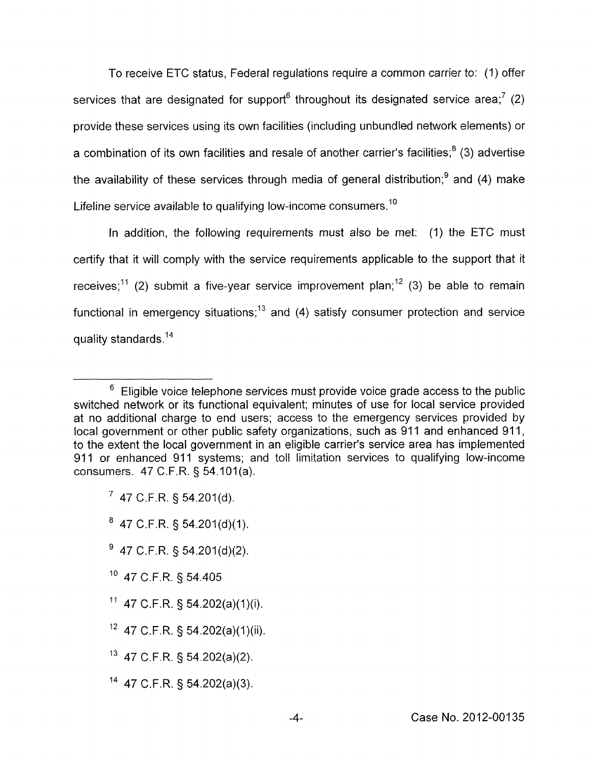To receive ETC status, Federal regulations require a common carrier to: (1) offer services that are designated for support[6] throughout its designated service area;[7] (2) provide these services using its own facilities (including unbundled network elements) or a combination of its own facilities and resale of another carrier's facilities;[8] (3) advertise the availability of these services through media of general distribution;[9] and (4) make Lifeline service available to qualifying low-income consumers.[10]

In addition, the following requirements must also be met: (1) the ETC must certify that it will comply with the service requirements applicable to the support that it receives;[11] (2) submit a five-year service improvement plan;[12] (3) be able to remain functional in emergency situations;[13] and (4) satisfy consumer protection and service quality standards.[14]

---

[6] Eligible voice telephone services must provide voice grade access to the public switched network or its functional equivalent; minutes of use for local service provided at no additional charge to end users; access to the emergency services provided by local government or other public safety organizations, such as 911 and enhanced 911, to the extent the local government in an eligible carrier's service area has implemented 911 or enhanced 911 systems; and toll limitation services to qualifying low-income consumers. 47 C.F.R. § 54.101(a).

[7] 47 C.F.R. § 54.201(d).

[8] 47 C.F.R. § 54.201(d)(1).

[9] 47 C.F.R. § 54.201(d)(2).

[10] 47 C.F.R. § 54.405

[11] 47 C.F.R. § 54.202(a)(1)(i).

[12] 47 C.F.R. § 54.202(a)(1)(ii).

[13] 47 C.F.R. § 54.202(a)(2).

[14] 47 C.F.R. § 54.202(a)(3).

Case No. 2012-00135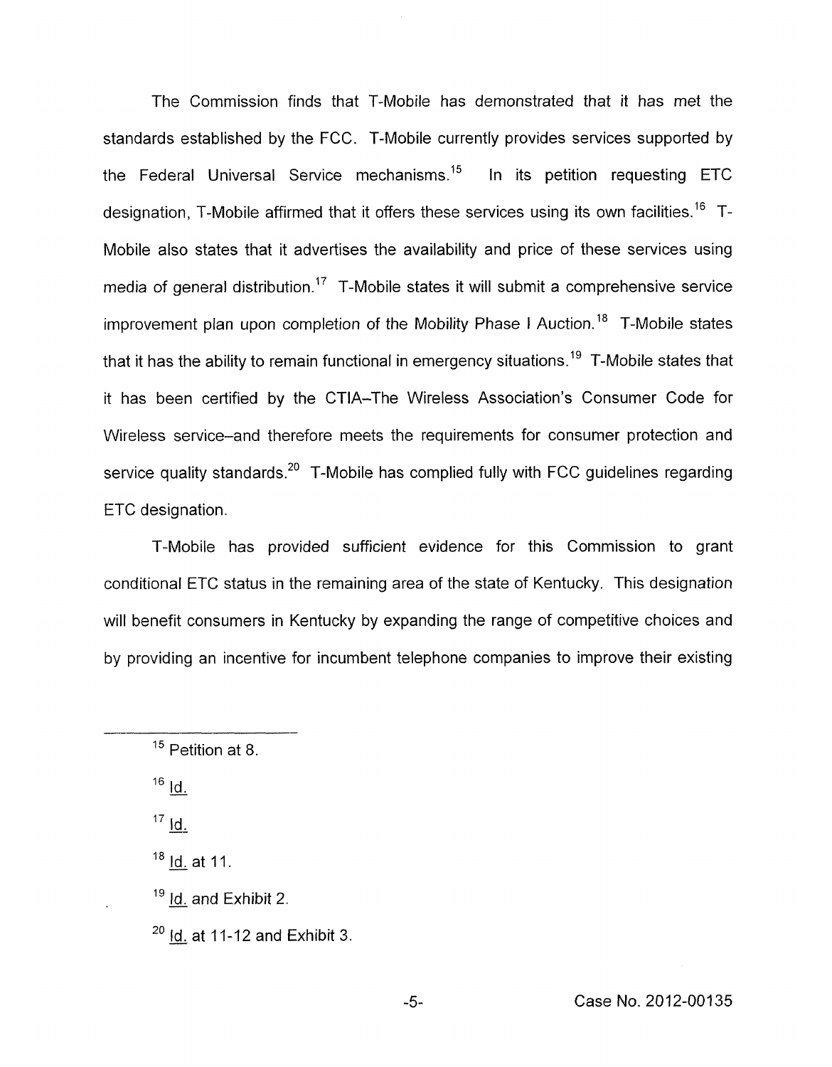The Commission finds that T-Mobile has demonstrated that it has met the standards established by the FCC. T-Mobile currently provides services supported by the Federal Universal Service mechanisms.[15] In its petition requesting ETC designation, T-Mobile affirmed that it offers these services using its own facilities.[16] T-Mobile also states that it advertises the availability and price of these services using media of general distribution.[17] T-Mobile states it will submit a comprehensive service improvement plan upon completion of the Mobility Phase I Auction.[18] T-Mobile states that it has the ability to remain functional in emergency situations.[19] T-Mobile states that it has been certified by the CTIA–The Wireless Association's Consumer Code for Wireless service–and therefore meets the requirements for consumer protection and service quality standards.[20] T-Mobile has complied fully with FCC guidelines regarding ETC designation.

T-Mobile has provided sufficient evidence for this Commission to grant conditional ETC status in the remaining area of the state of Kentucky. This designation will benefit consumers in Kentucky by expanding the range of competitive choices and by providing an incentive for incumbent telephone companies to improve their existing

---

[15] Petition at 8.

[16] Id.

[17] Id.

[18] Id. at 11.

[19] Id. and Exhibit 2.

[20] Id. at 11-12 and Exhibit 3.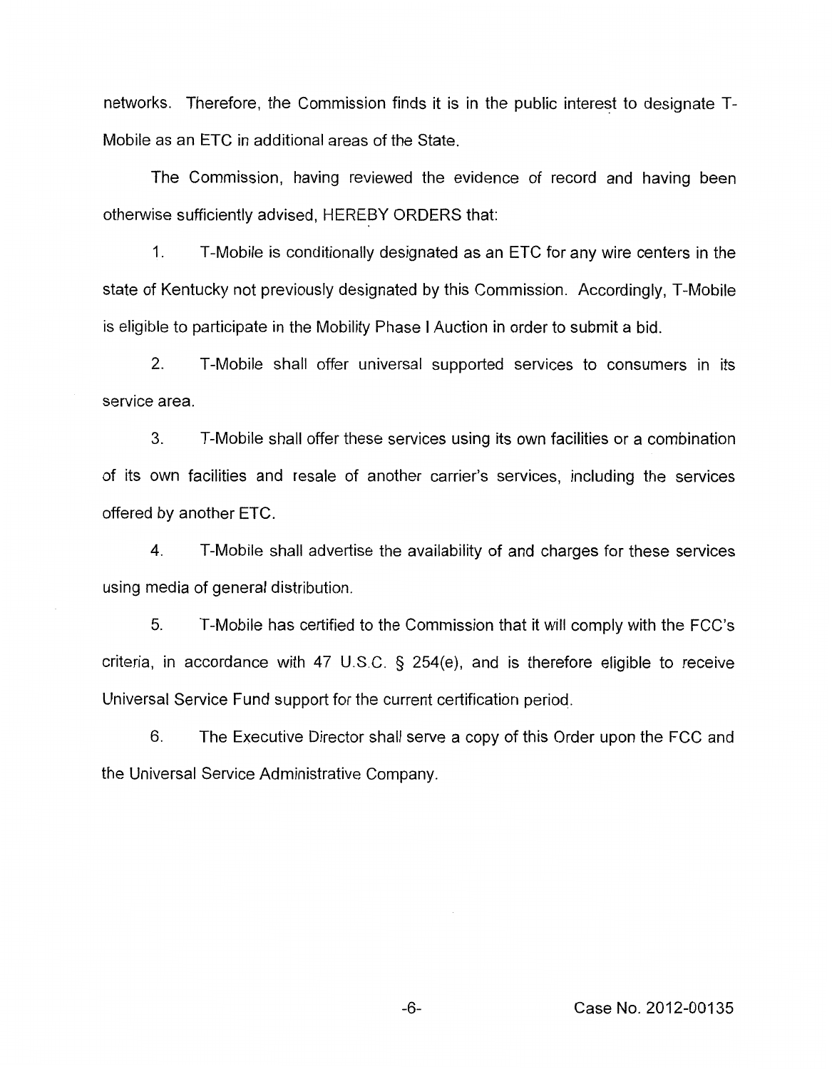networks. Therefore, the Commission finds it is in the public interest to designate T-Mobile as an ETC in additional areas of the State.

The Commission, having reviewed the evidence of record and having been otherwise sufficiently advised, HEREBY ORDERS that:

1. T-Mobile is conditionally designated as an ETC for any wire centers in the state of Kentucky not previously designated by this Commission. Accordingly, T-Mobile is eligible to participate in the Mobility Phase I Auction in order to submit a bid.

2. T-Mobile shall offer universal supported services to consumers in its service area.

3. T-Mobile shall offer these services using its own facilities or a combination of its own facilities and resale of another carrier's services, including the services offered by another ETC.

4. T-Mobile shall advertise the availability of and charges for these services using media of general distribution.

5. T-Mobile has certified to the Commission that it will comply with the FCC's criteria, in accordance with 47 U.S.C. § 254(e), and is therefore eligible to receive Universal Service Fund support for the current certification period.

6. The Executive Director shall serve a copy of this Order upon the FCC and the Universal Service Administrative Company.

Case No. 2012-00135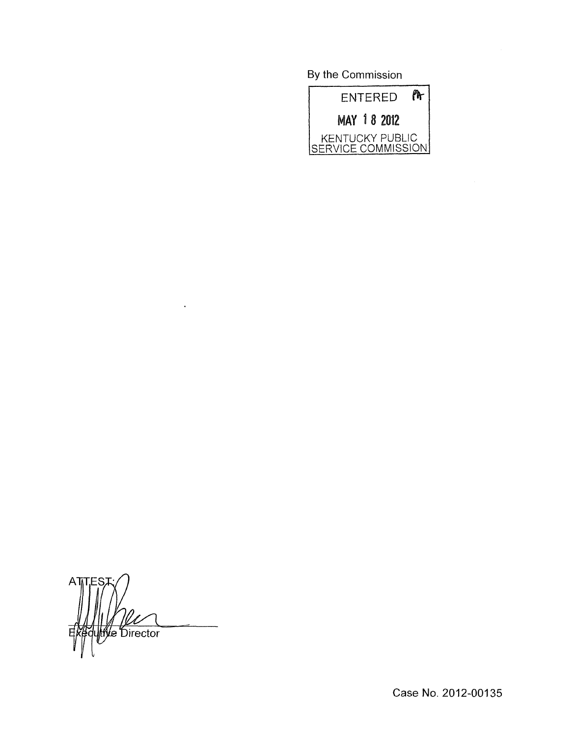By the Commission

ENTERED

MAY 18 2012

KENTUCKY PUBLIC SERVICE COMMISSION

ATTEST:

Executive Director

Case No. 2012-00135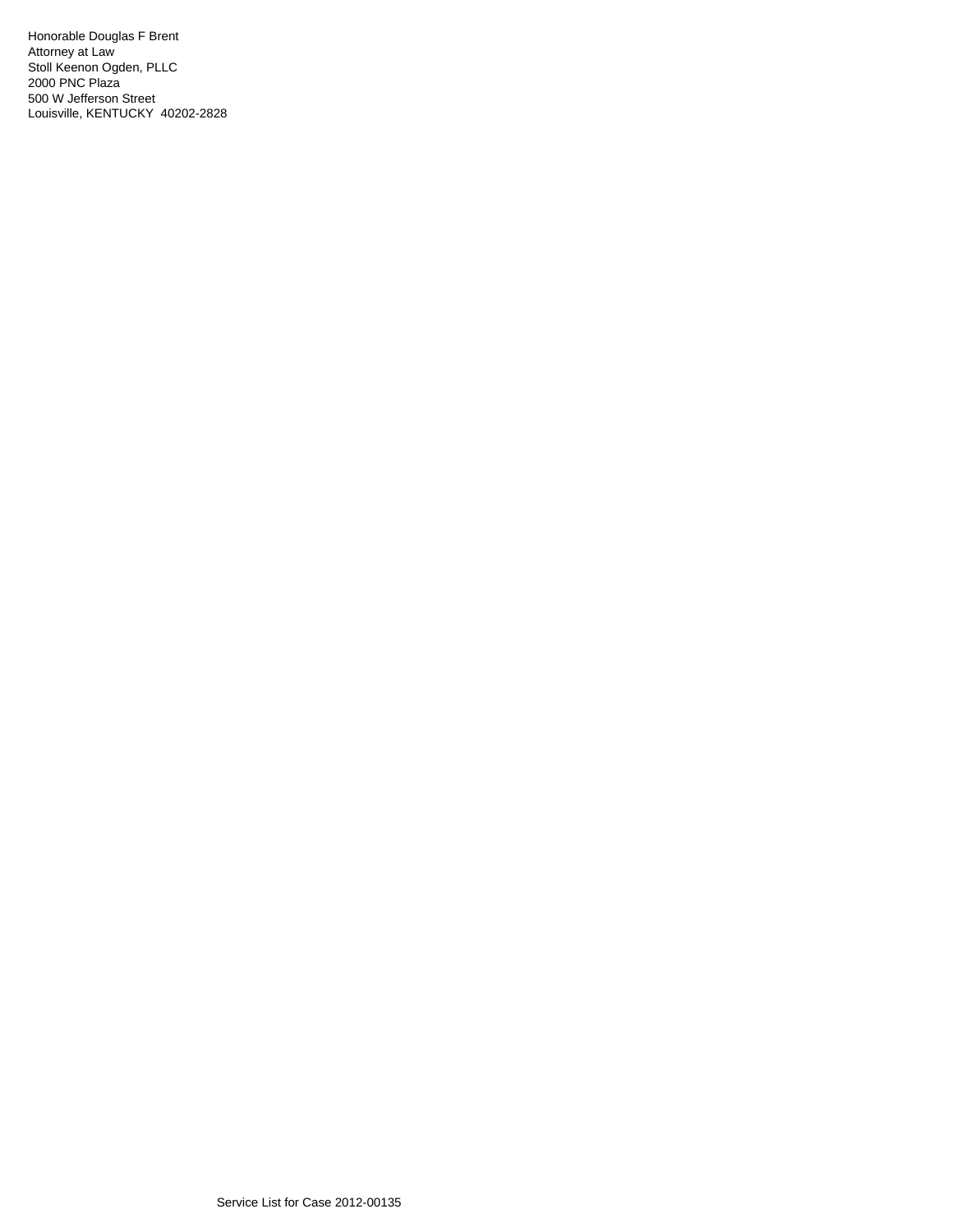Honorable Douglas F Brent
Attorney at Law
Stoll Keenon Ogden, PLLC
2000 PNC Plaza
500 W Jefferson Street
Louisville, KENTUCKY 40202-2828